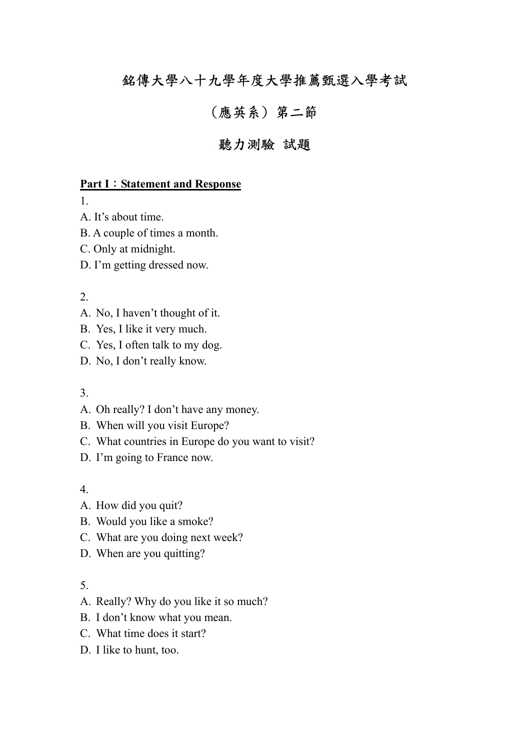# 銘傳大學八十九學年度大學推薦甄選入學考試

## （應英系）第二節

## 聽力測驗 試題

**Part I：Statement and Response**

1.
A. It's about time.
B. A couple of times a month.
C. Only at midnight.
D. I'm getting dressed now.

2.
A. No, I haven't thought of it.
B. Yes, I like it very much.
C. Yes, I often talk to my dog.
D. No, I don't really know.

3.
A. Oh really? I don't have any money.
B. When will you visit Europe?
C. What countries in Europe do you want to visit?
D. I'm going to France now.

4.
A. How did you quit?
B. Would you like a smoke?
C. What are you doing next week?
D. When are you quitting?

5.
A. Really? Why do you like it so much?
B. I don't know what you mean.
C. What time does it start?
D. I like to hunt, too.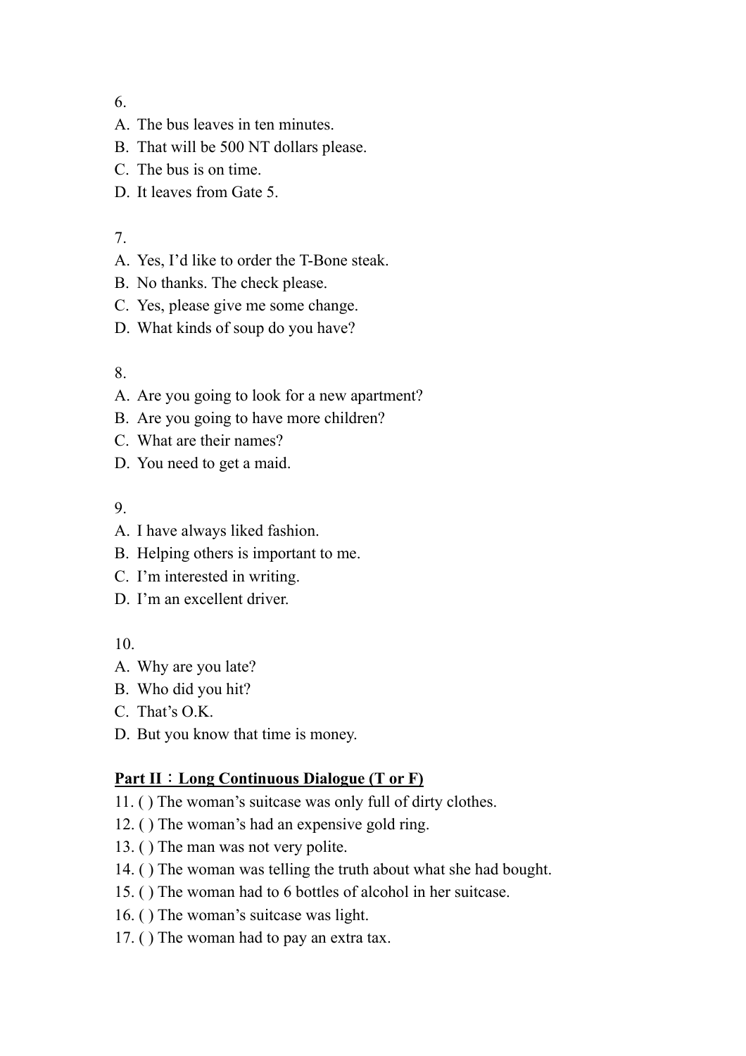6.

A. The bus leaves in ten minutes.
B. That will be 500 NT dollars please.
C. The bus is on time.
D. It leaves from Gate 5.

7.

A. Yes, I'd like to order the T-Bone steak.
B. No thanks. The check please.
C. Yes, please give me some change.
D. What kinds of soup do you have?

8.

A. Are you going to look for a new apartment?
B. Are you going to have more children?
C. What are their names?
D. You need to get a maid.

9.

A. I have always liked fashion.
B. Helping others is important to me.
C. I'm interested in writing.
D. I'm an excellent driver.

10.

A. Why are you late?
B. Who did you hit?
C. That's O.K.
D. But you know that time is money.

**<u>Part II：Long Continuous Dialogue (T or F)</u>**

11. ( ) The woman's suitcase was only full of dirty clothes.
12. ( ) The woman's had an expensive gold ring.
13. ( ) The man was not very polite.
14. ( ) The woman was telling the truth about what she had bought.
15. ( ) The woman had to 6 bottles of alcohol in her suitcase.
16. ( ) The woman's suitcase was light.
17. ( ) The woman had to pay an extra tax.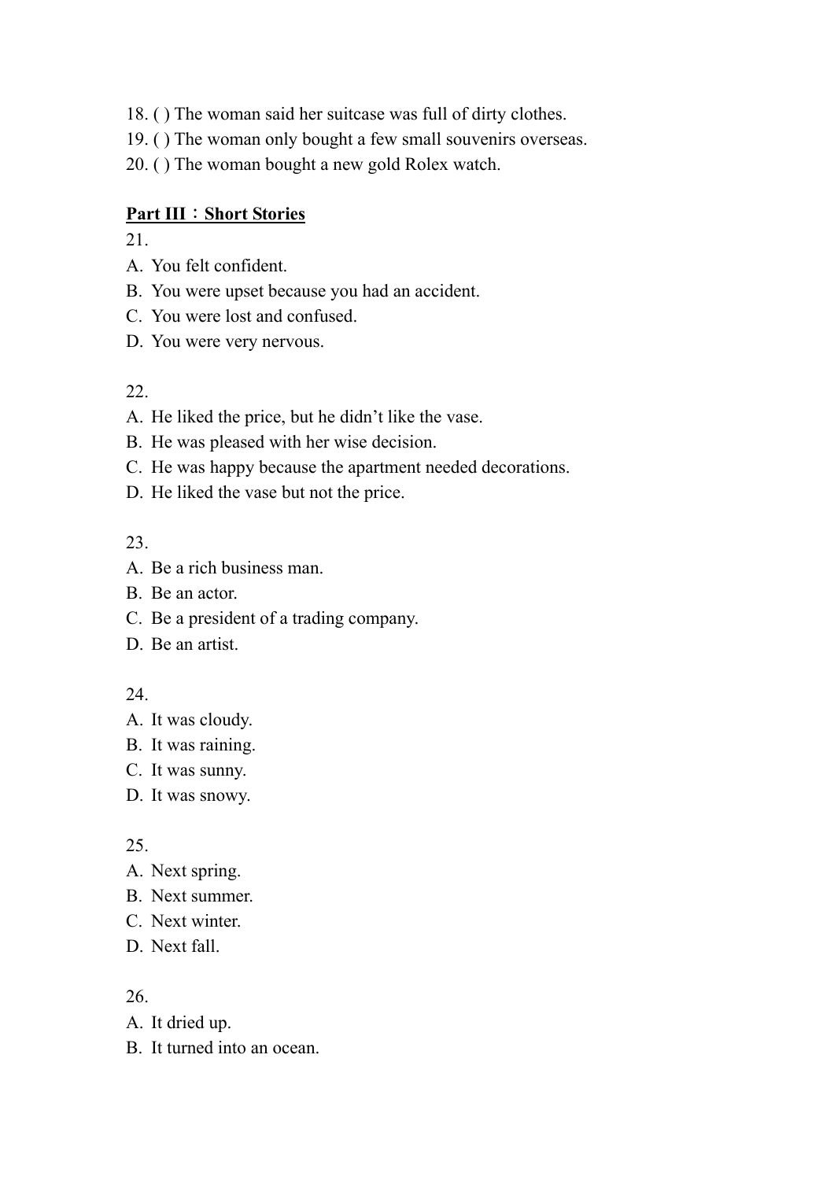18. ( ) The woman said her suitcase was full of dirty clothes.
19. ( ) The woman only bought a few small souvenirs overseas.
20. ( ) The woman bought a new gold Rolex watch.

**Part III：Short Stories**

21.

A. You felt confident.
B. You were upset because you had an accident.
C. You were lost and confused.
D. You were very nervous.

22.

A. He liked the price, but he didn't like the vase.
B. He was pleased with her wise decision.
C. He was happy because the apartment needed decorations.
D. He liked the vase but not the price.

23.

A. Be a rich business man.
B. Be an actor.
C. Be a president of a trading company.
D. Be an artist.

24.

A. It was cloudy.
B. It was raining.
C. It was sunny.
D. It was snowy.

25.

A. Next spring.
B. Next summer.
C. Next winter.
D. Next fall.

26.

A. It dried up.
B. It turned into an ocean.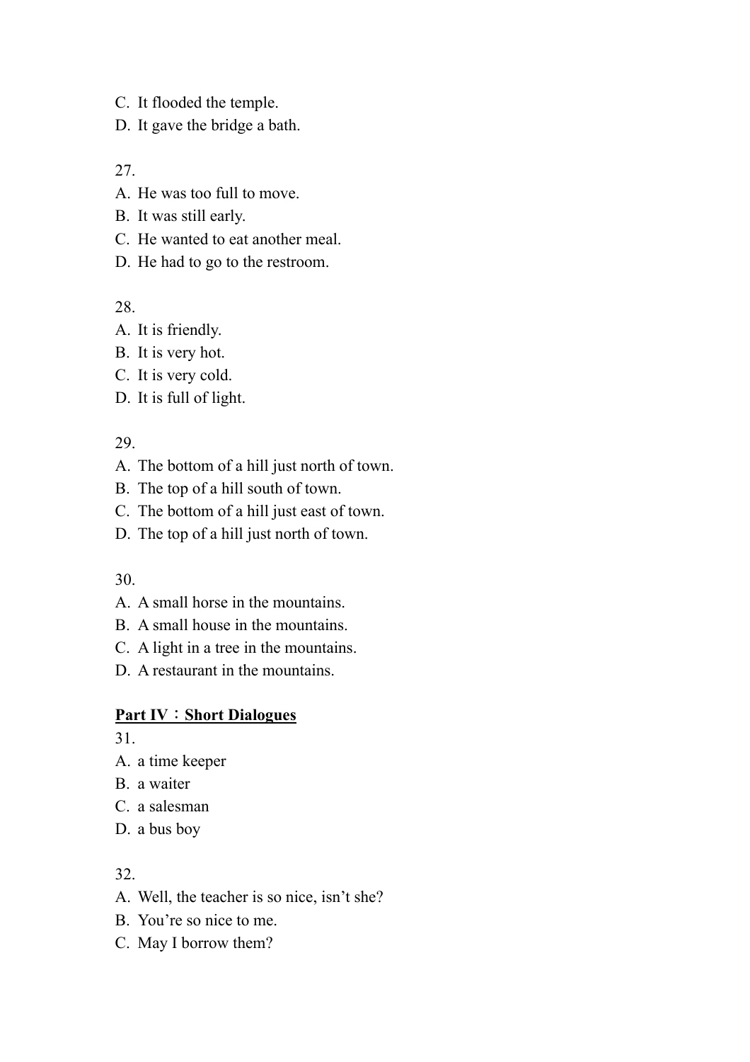C. It flooded the temple.
D. It gave the bridge a bath.

27.
A. He was too full to move.
B. It was still early.
C. He wanted to eat another meal.
D. He had to go to the restroom.

28.
A. It is friendly.
B. It is very hot.
C. It is very cold.
D. It is full of light.

29.
A. The bottom of a hill just north of town.
B. The top of a hill south of town.
C. The bottom of a hill just east of town.
D. The top of a hill just north of town.

30.
A. A small horse in the mountains.
B. A small house in the mountains.
C. A light in a tree in the mountains.
D. A restaurant in the mountains.

**<u>Part IV：Short Dialogues</u>**

31.
A. a time keeper
B. a waiter
C. a salesman
D. a bus boy

32.
A. Well, the teacher is so nice, isn't she?
B. You're so nice to me.
C. May I borrow them?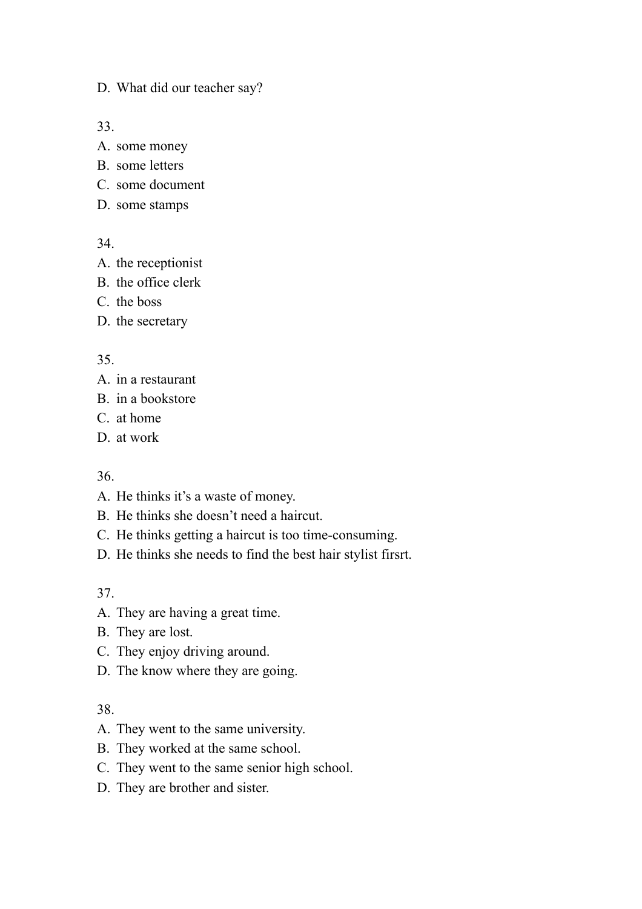D. What did our teacher say?

33.

A. some money
B. some letters
C. some document
D. some stamps

34.

A. the receptionist
B. the office clerk
C. the boss
D. the secretary

35.

A. in a restaurant
B. in a bookstore
C. at home
D. at work

36.

A. He thinks it’s a waste of money.
B. He thinks she doesn’t need a haircut.
C. He thinks getting a haircut is too time-consuming.
D. He thinks she needs to find the best hair stylist firsrt.

37.

A. They are having a great time.
B. They are lost.
C. They enjoy driving around.
D. The know where they are going.

38.

A. They went to the same university.
B. They worked at the same school.
C. They went to the same senior high school.
D. They are brother and sister.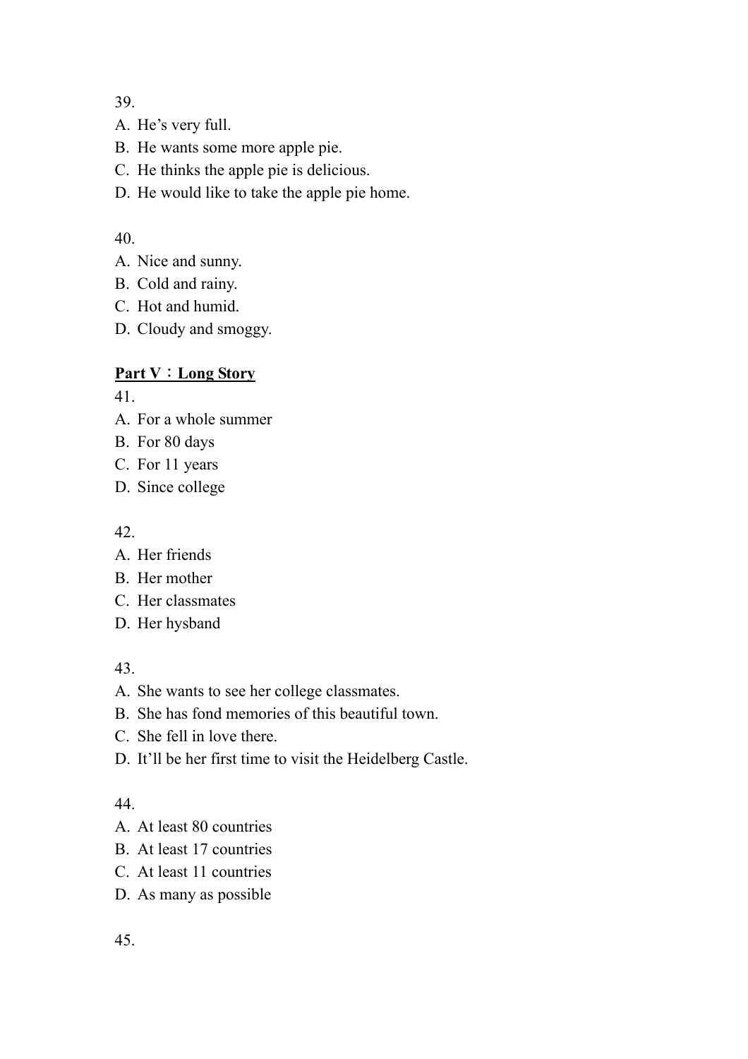39.

A. He's very full.
B. He wants some more apple pie.
C. He thinks the apple pie is delicious.
D. He would like to take the apple pie home.

40.

A. Nice and sunny.
B. Cold and rainy.
C. Hot and humid.
D. Cloudy and smoggy.

**<u>Part V：Long Story</u>**

41.

A. For a whole summer
B. For 80 days
C. For 11 years
D. Since college

42.

A. Her friends
B. Her mother
C. Her classmates
D. Her hysband

43.

A. She wants to see her college classmates.
B. She has fond memories of this beautiful town.
C. She fell in love there.
D. It'll be her first time to visit the Heidelberg Castle.

44.

A. At least 80 countries
B. At least 17 countries
C. At least 11 countries
D. As many as possible

45.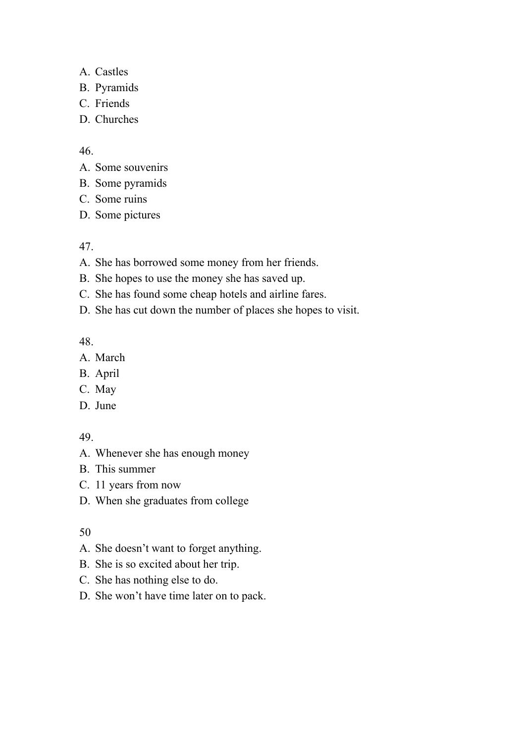A. Castles
B. Pyramids
C. Friends
D. Churches

46.
A. Some souvenirs
B. Some pyramids
C. Some ruins
D. Some pictures

47.
A. She has borrowed some money from her friends.
B. She hopes to use the money she has saved up.
C. She has found some cheap hotels and airline fares.
D. She has cut down the number of places she hopes to visit.

48.
A. March
B. April
C. May
D. June

49.
A. Whenever she has enough money
B. This summer
C. 11 years from now
D. When she graduates from college

50
A. She doesn't want to forget anything.
B. She is so excited about her trip.
C. She has nothing else to do.
D. She won't have time later on to pack.